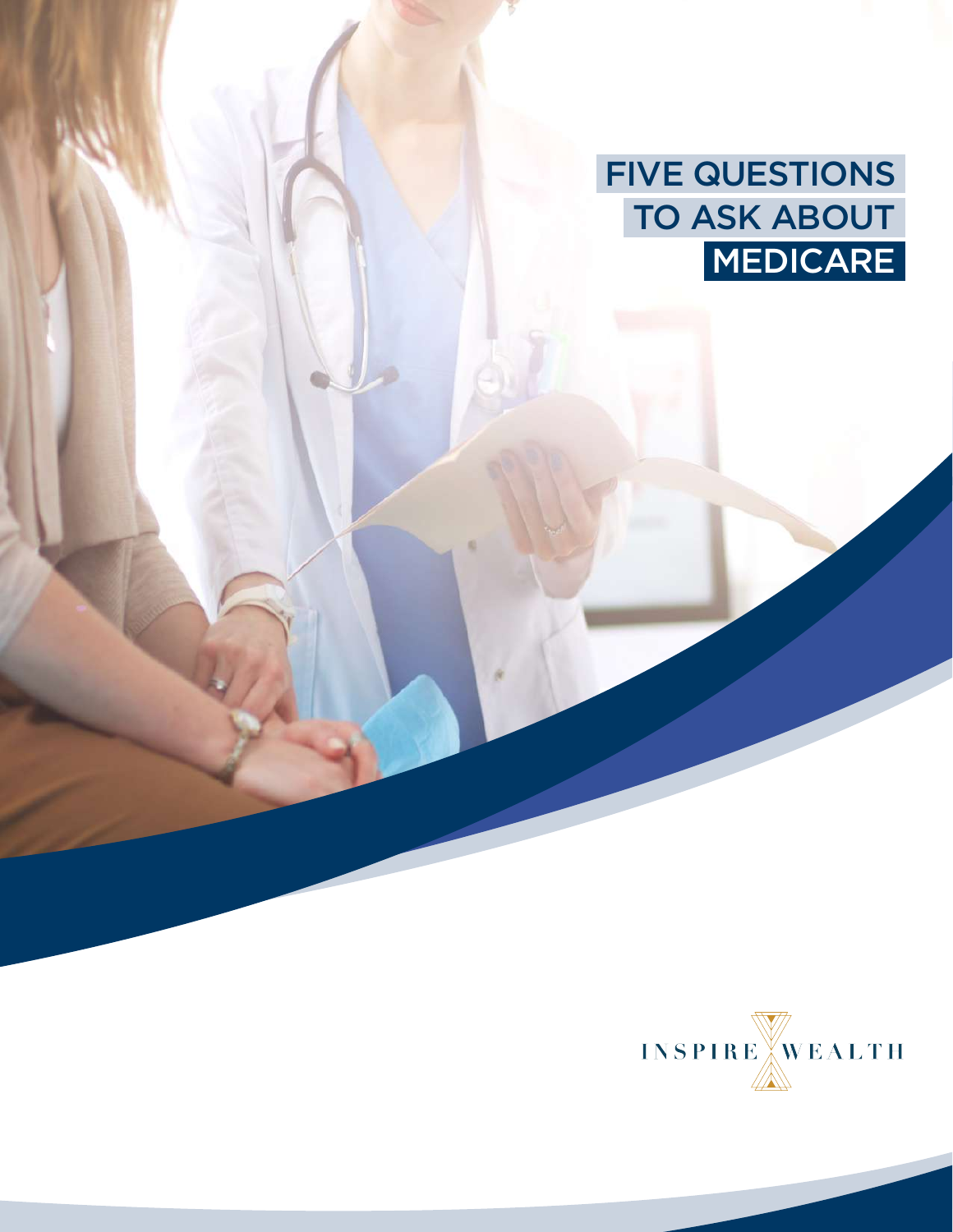# FIVE QUESTIONS TO ASK ABOUT MEDICARE

INSPIRE WEALTH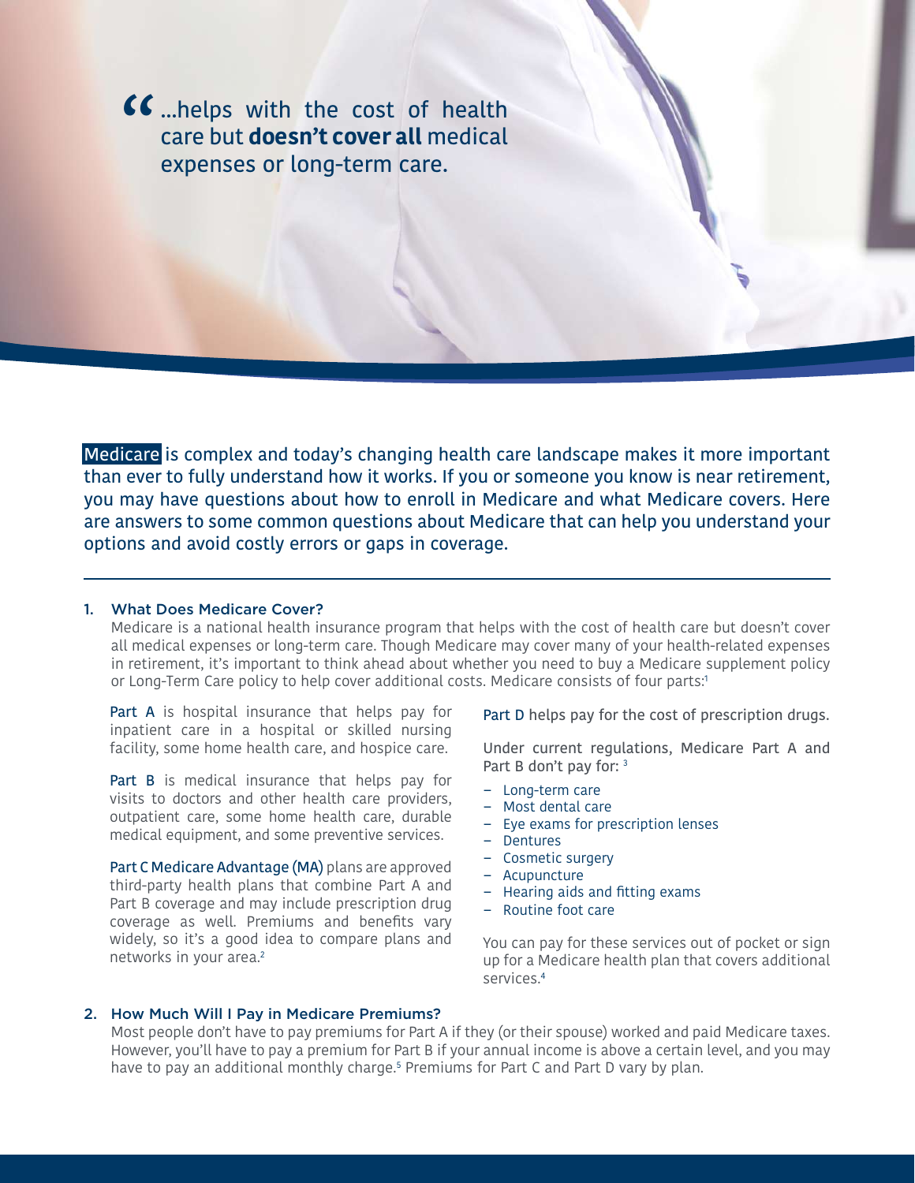> "...helps with the cost of health care but **doesn't cover all** medical expenses or long-term care.

Medicare is complex and today's changing health care landscape makes it more important than ever to fully understand how it works. If you or someone you know is near retirement, you may have questions about how to enroll in Medicare and what Medicare covers. Here are answers to some common questions about Medicare that can help you understand your options and avoid costly errors or gaps in coverage.

---

### 1. What Does Medicare Cover?

Medicare is a national health insurance program that helps with the cost of health care but doesn't cover all medical expenses or long-term care. Though Medicare may cover many of your health-related expenses in retirement, it's important to think ahead about whether you need to buy a Medicare supplement policy or Long-Term Care policy to help cover additional costs. Medicare consists of four parts:[1]

Part A is hospital insurance that helps pay for inpatient care in a hospital or skilled nursing facility, some home health care, and hospice care.

Part B is medical insurance that helps pay for visits to doctors and other health care providers, outpatient care, some home health care, durable medical equipment, and some preventive services.

Part C Medicare Advantage (MA) plans are approved third-party health plans that combine Part A and Part B coverage and may include prescription drug coverage as well. Premiums and benefits vary widely, so it's a good idea to compare plans and networks in your area.[2]

Part D helps pay for the cost of prescription drugs.

Under current regulations, Medicare Part A and Part B don't pay for: [3]

- Long-term care
- Most dental care
- Eye exams for prescription lenses
- Dentures
- Cosmetic surgery
- Acupuncture
- Hearing aids and fitting exams
- Routine foot care

You can pay for these services out of pocket or sign up for a Medicare health plan that covers additional services.[4]

### 2. How Much Will I Pay in Medicare Premiums?

Most people don't have to pay premiums for Part A if they (or their spouse) worked and paid Medicare taxes. However, you'll have to pay a premium for Part B if your annual income is above a certain level, and you may have to pay an additional monthly charge.[5] Premiums for Part C and Part D vary by plan.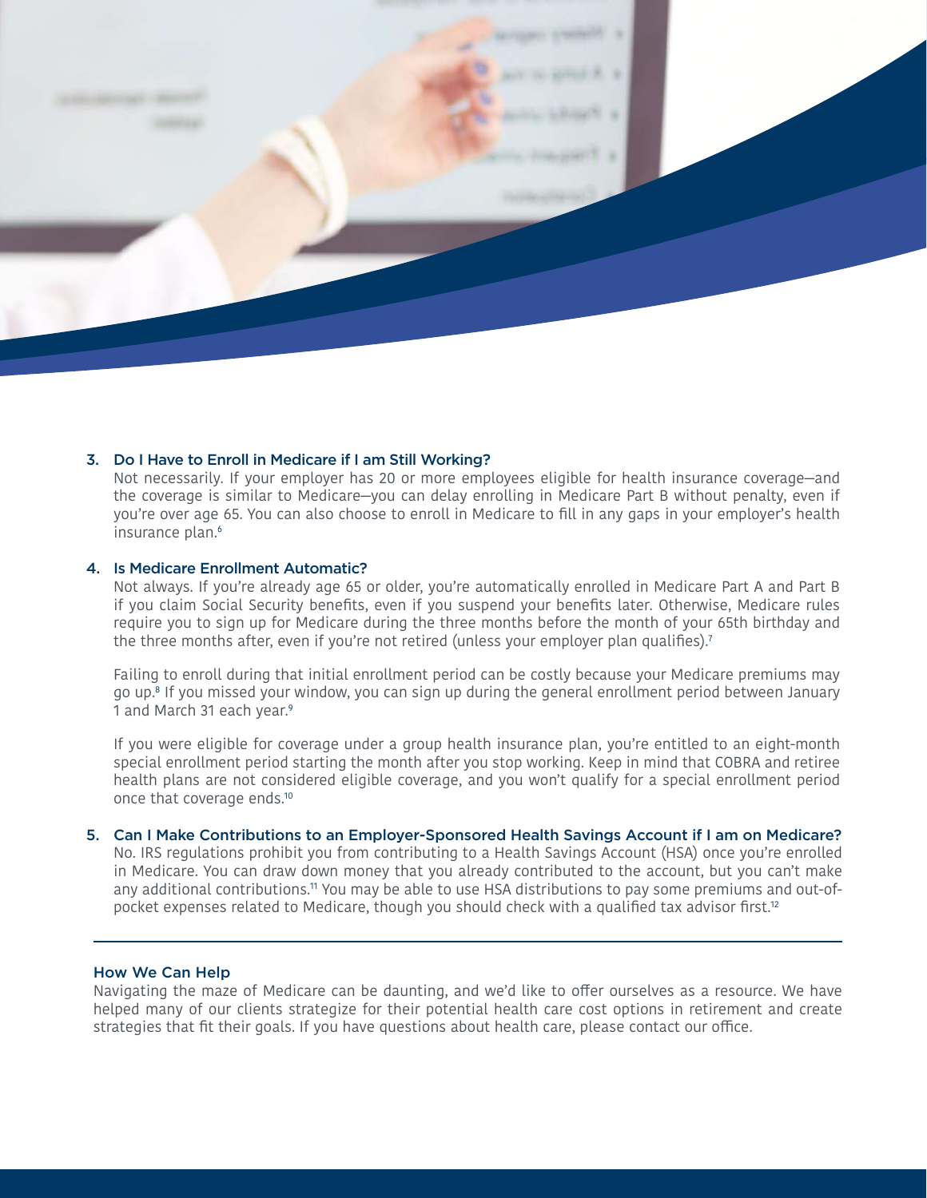3. **Do I Have to Enroll in Medicare if I am Still Working?**

   Not necessarily. If your employer has 20 or more employees eligible for health insurance coverage—and the coverage is similar to Medicare—you can delay enrolling in Medicare Part B without penalty, even if you're over age 65. You can also choose to enroll in Medicare to fill in any gaps in your employer's health insurance plan.[6]

4. **Is Medicare Enrollment Automatic?**

   Not always. If you're already age 65 or older, you're automatically enrolled in Medicare Part A and Part B if you claim Social Security benefits, even if you suspend your benefits later. Otherwise, Medicare rules require you to sign up for Medicare during the three months before the month of your 65th birthday and the three months after, even if you're not retired (unless your employer plan qualifies).[7]

   Failing to enroll during that initial enrollment period can be costly because your Medicare premiums may go up.[8] If you missed your window, you can sign up during the general enrollment period between January 1 and March 31 each year.[9]

   If you were eligible for coverage under a group health insurance plan, you're entitled to an eight-month special enrollment period starting the month after you stop working. Keep in mind that COBRA and retiree health plans are not considered eligible coverage, and you won't qualify for a special enrollment period once that coverage ends.[10]

5. **Can I Make Contributions to an Employer-Sponsored Health Savings Account if I am on Medicare?**

   No. IRS regulations prohibit you from contributing to a Health Savings Account (HSA) once you're enrolled in Medicare. You can draw down money that you already contributed to the account, but you can't make any additional contributions.[11] You may be able to use HSA distributions to pay some premiums and out-of-pocket expenses related to Medicare, though you should check with a qualified tax advisor first.[12]

---

### How We Can Help

Navigating the maze of Medicare can be daunting, and we'd like to offer ourselves as a resource. We have helped many of our clients strategize for their potential health care cost options in retirement and create strategies that fit their goals. If you have questions about health care, please contact our office.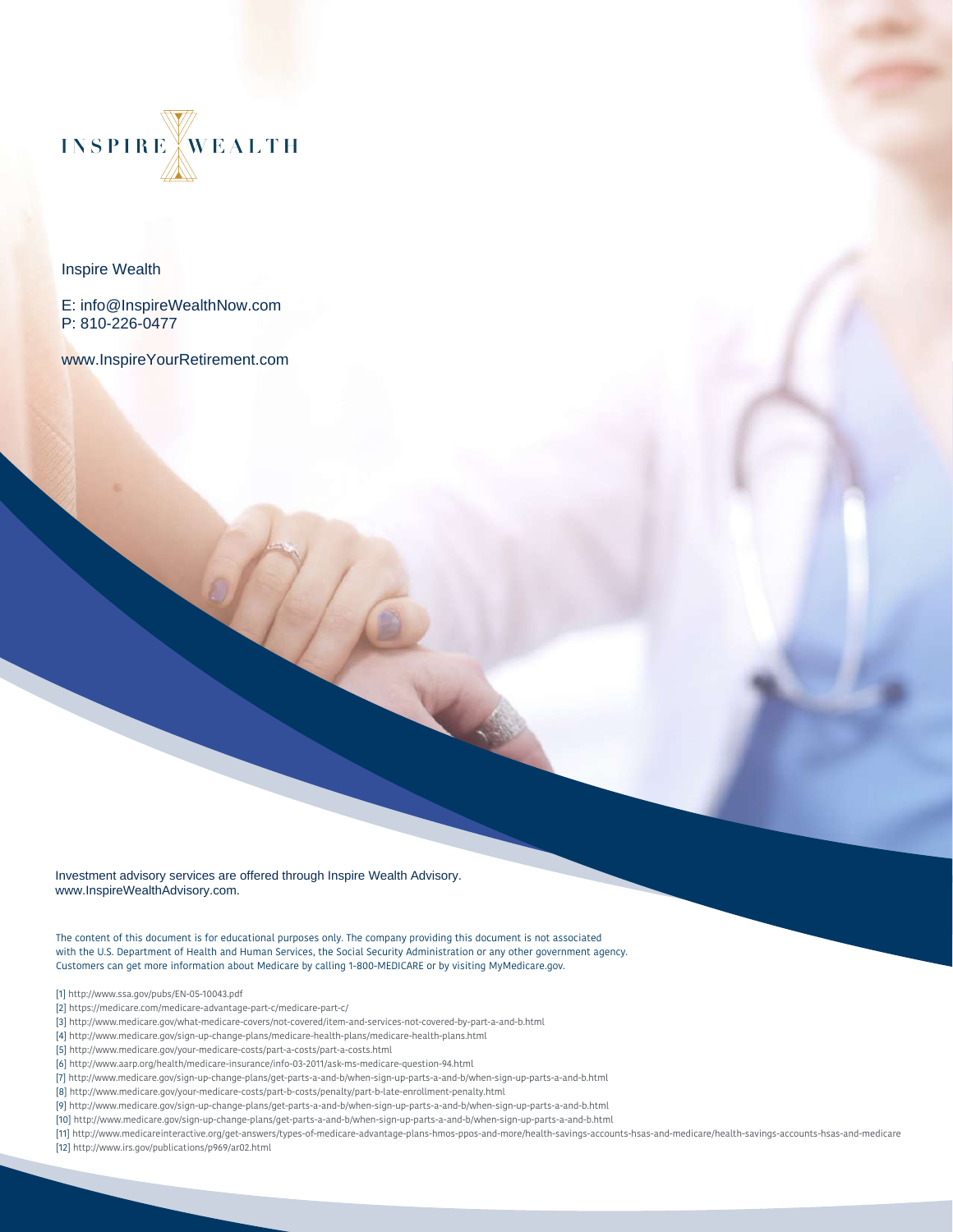INSPIRE WEALTH

Inspire Wealth

E: info@InspireWealthNow.com
P: 810-226-0477

www.InspireYourRetirement.com

Investment advisory services are offered through Inspire Wealth Advisory.
www.InspireWealthAdvisory.com.

The content of this document is for educational purposes only. The company providing this document is not associated with the U.S. Department of Health and Human Services, the Social Security Administration or any other government agency. Customers can get more information about Medicare by calling 1-800-MEDICARE or by visiting MyMedicare.gov.

[1] http://www.ssa.gov/pubs/EN-05-10043.pdf
[2] https://medicare.com/medicare-advantage-part-c/medicare-part-c/
[3] http://www.medicare.gov/what-medicare-covers/not-covered/item-and-services-not-covered-by-part-a-and-b.html
[4] http://www.medicare.gov/sign-up-change-plans/medicare-health-plans/medicare-health-plans.html
[5] http://www.medicare.gov/your-medicare-costs/part-a-costs/part-a-costs.html
[6] http://www.aarp.org/health/medicare-insurance/info-03-2011/ask-ms-medicare-question-94.html
[7] http://www.medicare.gov/sign-up-change-plans/get-parts-a-and-b/when-sign-up-parts-a-and-b/when-sign-up-parts-a-and-b.html
[8] http://www.medicare.gov/your-medicare-costs/part-b-costs/penalty/part-b-late-enrollment-penalty.html
[9] http://www.medicare.gov/sign-up-change-plans/get-parts-a-and-b/when-sign-up-parts-a-and-b/when-sign-up-parts-a-and-b.html
[10] http://www.medicare.gov/sign-up-change-plans/get-parts-a-and-b/when-sign-up-parts-a-and-b/when-sign-up-parts-a-and-b.html
[11] http://www.medicareinteractive.org/get-answers/types-of-medicare-advantage-plans-hmos-ppos-and-more/health-savings-accounts-hsas-and-medicare/health-savings-accounts-hsas-and-medicare
[12] http://www.irs.gov/publications/p969/ar02.html